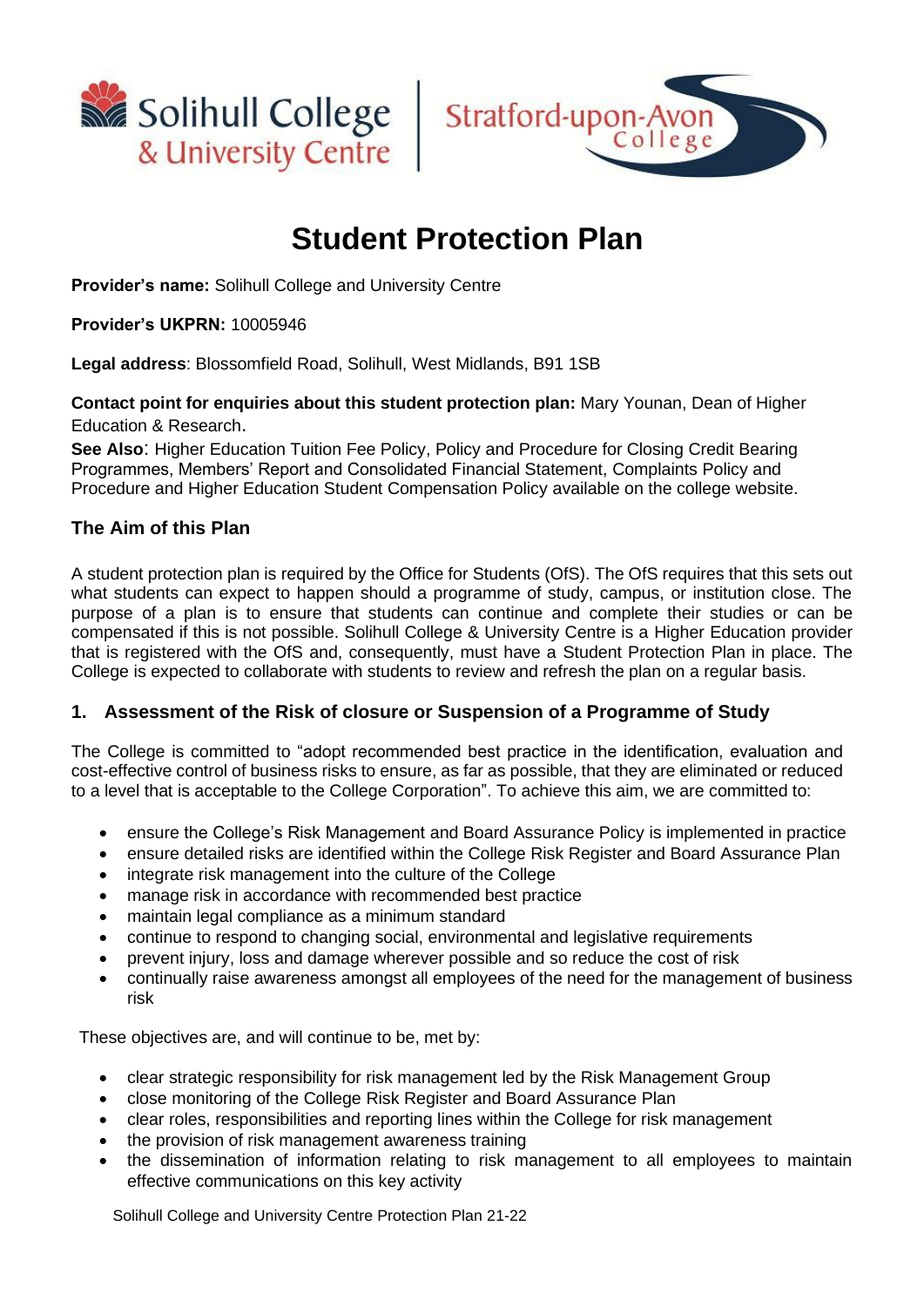# Student Protection Plan

**Provider's name:** Solihull College and University Centre

**Provider's UKPRN:** 10005946

**Legal address**: Blossomfield Road, Solihull, West Midlands, B91 1SB

**Contact point for enquiries about this student protection plan:** Mary Younan, Dean of Higher Education & Research.

**See Also**: Higher Education Tuition Fee Policy, Policy and Procedure for Closing Credit Bearing Programmes, Members' Report and Consolidated Financial Statement, Complaints Policy and Procedure and Higher Education Student Compensation Policy available on the college website.

## The Aim of this Plan

A student protection plan is required by the Office for Students (OfS). The OfS requires that this sets out what students can expect to happen should a programme of study, campus, or institution close. The purpose of a plan is to ensure that students can continue and complete their studies or can be compensated if this is not possible. Solihull College & University Centre is a Higher Education provider that is registered with the OfS and, consequently, must have a Student Protection Plan in place. The College is expected to collaborate with students to review and refresh the plan on a regular basis.

## 1. Assessment of the Risk of closure or Suspension of a Programme of Study

The College is committed to "adopt recommended best practice in the identification, evaluation and cost-effective control of business risks to ensure, as far as possible, that they are eliminated or reduced to a level that is acceptable to the College Corporation". To achieve this aim, we are committed to:

- ensure the College's Risk Management and Board Assurance Policy is implemented in practice
- ensure detailed risks are identified within the College Risk Register and Board Assurance Plan
- integrate risk management into the culture of the College
- manage risk in accordance with recommended best practice
- maintain legal compliance as a minimum standard
- continue to respond to changing social, environmental and legislative requirements
- prevent injury, loss and damage wherever possible and so reduce the cost of risk
- continually raise awareness amongst all employees of the need for the management of business risk

These objectives are, and will continue to be, met by:

- clear strategic responsibility for risk management led by the Risk Management Group
- close monitoring of the College Risk Register and Board Assurance Plan
- clear roles, responsibilities and reporting lines within the College for risk management
- the provision of risk management awareness training
- the dissemination of information relating to risk management to all employees to maintain effective communications on this key activity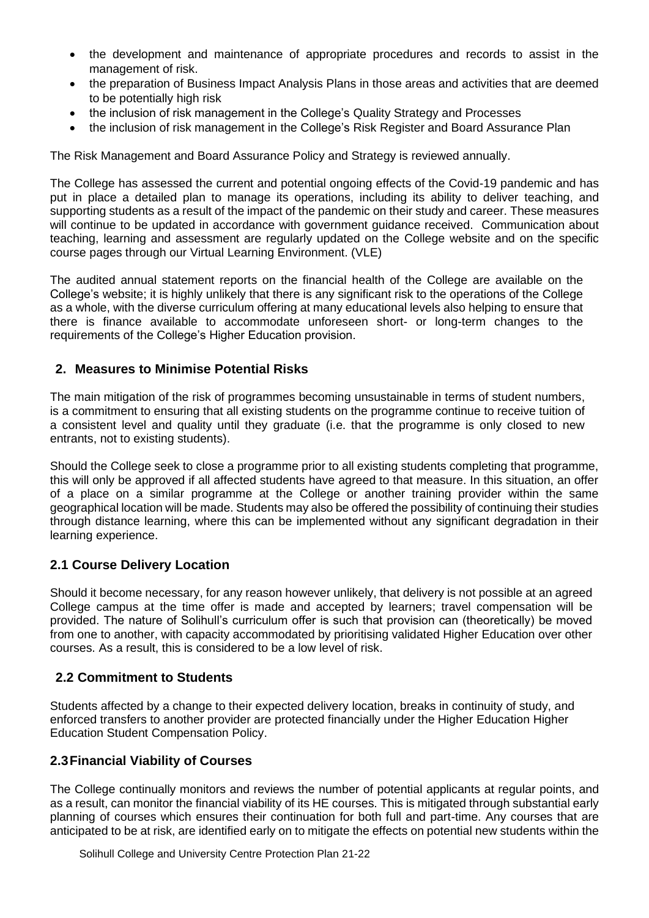- the development and maintenance of appropriate procedures and records to assist in the management of risk.
- the preparation of Business Impact Analysis Plans in those areas and activities that are deemed to be potentially high risk
- the inclusion of risk management in the College's Quality Strategy and Processes
- the inclusion of risk management in the College's Risk Register and Board Assurance Plan

The Risk Management and Board Assurance Policy and Strategy is reviewed annually.

The College has assessed the current and potential ongoing effects of the Covid-19 pandemic and has put in place a detailed plan to manage its operations, including its ability to deliver teaching, and supporting students as a result of the impact of the pandemic on their study and career. These measures will continue to be updated in accordance with government guidance received. Communication about teaching, learning and assessment are regularly updated on the College website and on the specific course pages through our Virtual Learning Environment. (VLE)

The audited annual statement reports on the financial health of the College are available on the College's website; it is highly unlikely that there is any significant risk to the operations of the College as a whole, with the diverse curriculum offering at many educational levels also helping to ensure that there is finance available to accommodate unforeseen short- or long-term changes to the requirements of the College's Higher Education provision.

## 2. Measures to Minimise Potential Risks

The main mitigation of the risk of programmes becoming unsustainable in terms of student numbers, is a commitment to ensuring that all existing students on the programme continue to receive tuition of a consistent level and quality until they graduate (i.e. that the programme is only closed to new entrants, not to existing students).

Should the College seek to close a programme prior to all existing students completing that programme, this will only be approved if all affected students have agreed to that measure. In this situation, an offer of a place on a similar programme at the College or another training provider within the same geographical location will be made. Students may also be offered the possibility of continuing their studies through distance learning, where this can be implemented without any significant degradation in their learning experience.

### 2.1 Course Delivery Location

Should it become necessary, for any reason however unlikely, that delivery is not possible at an agreed College campus at the time offer is made and accepted by learners; travel compensation will be provided. The nature of Solihull's curriculum offer is such that provision can (theoretically) be moved from one to another, with capacity accommodated by prioritising validated Higher Education over other courses. As a result, this is considered to be a low level of risk.

### 2.2 Commitment to Students

Students affected by a change to their expected delivery location, breaks in continuity of study, and enforced transfers to another provider are protected financially under the Higher Education Higher Education Student Compensation Policy.

### 2.3 Financial Viability of Courses

The College continually monitors and reviews the number of potential applicants at regular points, and as a result, can monitor the financial viability of its HE courses. This is mitigated through substantial early planning of courses which ensures their continuation for both full and part-time. Any courses that are anticipated to be at risk, are identified early on to mitigate the effects on potential new students within the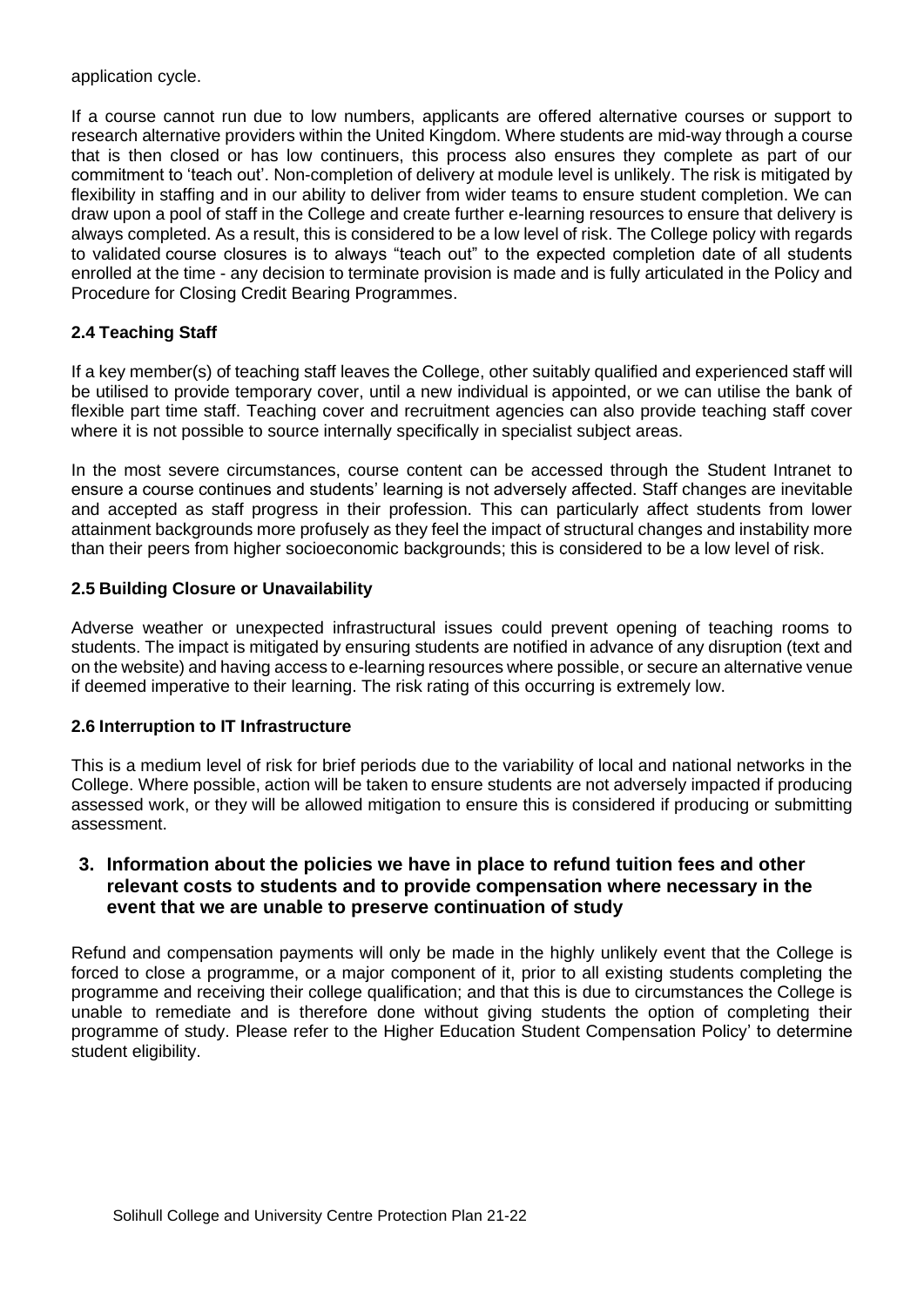application cycle.

If a course cannot run due to low numbers, applicants are offered alternative courses or support to research alternative providers within the United Kingdom. Where students are mid-way through a course that is then closed or has low continuers, this process also ensures they complete as part of our commitment to 'teach out'. Non-completion of delivery at module level is unlikely. The risk is mitigated by flexibility in staffing and in our ability to deliver from wider teams to ensure student completion. We can draw upon a pool of staff in the College and create further e-learning resources to ensure that delivery is always completed. As a result, this is considered to be a low level of risk. The College policy with regards to validated course closures is to always "teach out" to the expected completion date of all students enrolled at the time - any decision to terminate provision is made and is fully articulated in the Policy and Procedure for Closing Credit Bearing Programmes.

### 2.4 Teaching Staff

If a key member(s) of teaching staff leaves the College, other suitably qualified and experienced staff will be utilised to provide temporary cover, until a new individual is appointed, or we can utilise the bank of flexible part time staff. Teaching cover and recruitment agencies can also provide teaching staff cover where it is not possible to source internally specifically in specialist subject areas.

In the most severe circumstances, course content can be accessed through the Student Intranet to ensure a course continues and students' learning is not adversely affected. Staff changes are inevitable and accepted as staff progress in their profession. This can particularly affect students from lower attainment backgrounds more profusely as they feel the impact of structural changes and instability more than their peers from higher socioeconomic backgrounds; this is considered to be a low level of risk.

### 2.5 Building Closure or Unavailability

Adverse weather or unexpected infrastructural issues could prevent opening of teaching rooms to students. The impact is mitigated by ensuring students are notified in advance of any disruption (text and on the website) and having access to e-learning resources where possible, or secure an alternative venue if deemed imperative to their learning. The risk rating of this occurring is extremely low.

### 2.6 Interruption to IT Infrastructure

This is a medium level of risk for brief periods due to the variability of local and national networks in the College. Where possible, action will be taken to ensure students are not adversely impacted if producing assessed work, or they will be allowed mitigation to ensure this is considered if producing or submitting assessment.

## 3. Information about the policies we have in place to refund tuition fees and other relevant costs to students and to provide compensation where necessary in the event that we are unable to preserve continuation of study

Refund and compensation payments will only be made in the highly unlikely event that the College is forced to close a programme, or a major component of it, prior to all existing students completing the programme and receiving their college qualification; and that this is due to circumstances the College is unable to remediate and is therefore done without giving students the option of completing their programme of study. Please refer to the Higher Education Student Compensation Policy' to determine student eligibility.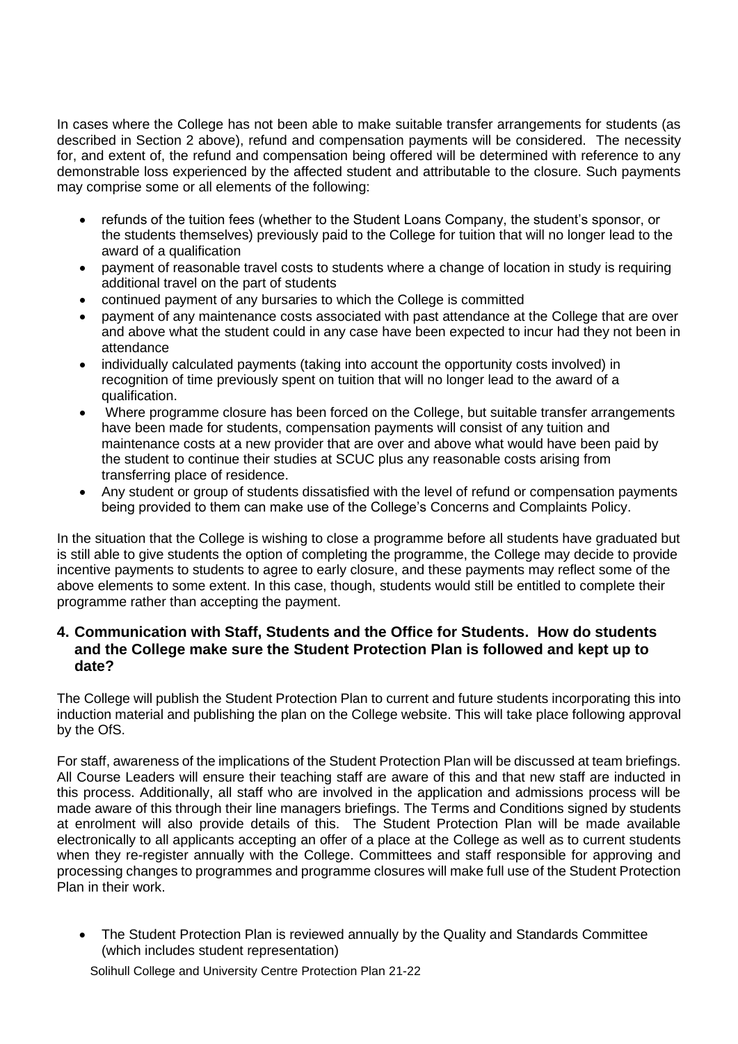In cases where the College has not been able to make suitable transfer arrangements for students (as described in Section 2 above), refund and compensation payments will be considered. The necessity for, and extent of, the refund and compensation being offered will be determined with reference to any demonstrable loss experienced by the affected student and attributable to the closure. Such payments may comprise some or all elements of the following:

- refunds of the tuition fees (whether to the Student Loans Company, the student's sponsor, or the students themselves) previously paid to the College for tuition that will no longer lead to the award of a qualification
- payment of reasonable travel costs to students where a change of location in study is requiring additional travel on the part of students
- continued payment of any bursaries to which the College is committed
- payment of any maintenance costs associated with past attendance at the College that are over and above what the student could in any case have been expected to incur had they not been in attendance
- individually calculated payments (taking into account the opportunity costs involved) in recognition of time previously spent on tuition that will no longer lead to the award of a qualification.
- Where programme closure has been forced on the College, but suitable transfer arrangements have been made for students, compensation payments will consist of any tuition and maintenance costs at a new provider that are over and above what would have been paid by the student to continue their studies at SCUC plus any reasonable costs arising from transferring place of residence.
- Any student or group of students dissatisfied with the level of refund or compensation payments being provided to them can make use of the College's Concerns and Complaints Policy.

In the situation that the College is wishing to close a programme before all students have graduated but is still able to give students the option of completing the programme, the College may decide to provide incentive payments to students to agree to early closure, and these payments may reflect some of the above elements to some extent. In this case, though, students would still be entitled to complete their programme rather than accepting the payment.

## 4. Communication with Staff, Students and the Office for Students. How do students and the College make sure the Student Protection Plan is followed and kept up to date?

The College will publish the Student Protection Plan to current and future students incorporating this into induction material and publishing the plan on the College website. This will take place following approval by the OfS.

For staff, awareness of the implications of the Student Protection Plan will be discussed at team briefings. All Course Leaders will ensure their teaching staff are aware of this and that new staff are inducted in this process. Additionally, all staff who are involved in the application and admissions process will be made aware of this through their line managers briefings. The Terms and Conditions signed by students at enrolment will also provide details of this. The Student Protection Plan will be made available electronically to all applicants accepting an offer of a place at the College as well as to current students when they re-register annually with the College. Committees and staff responsible for approving and processing changes to programmes and programme closures will make full use of the Student Protection Plan in their work.

- The Student Protection Plan is reviewed annually by the Quality and Standards Committee (which includes student representation)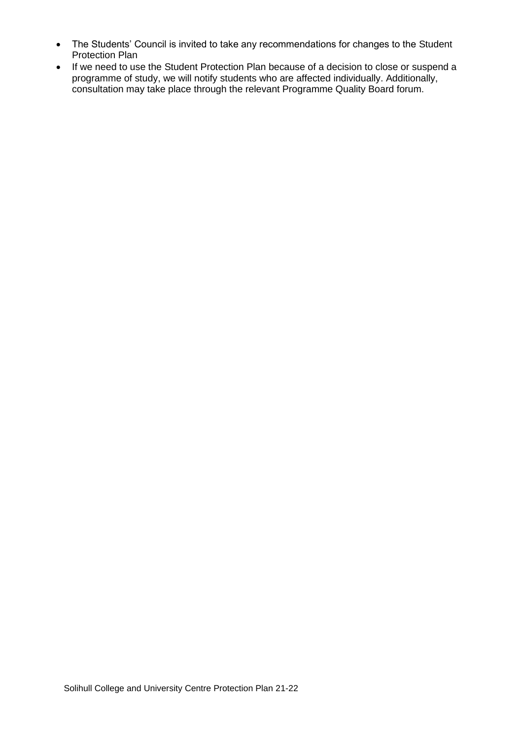- The Students' Council is invited to take any recommendations for changes to the Student Protection Plan
- If we need to use the Student Protection Plan because of a decision to close or suspend a programme of study, we will notify students who are affected individually. Additionally, consultation may take place through the relevant Programme Quality Board forum.